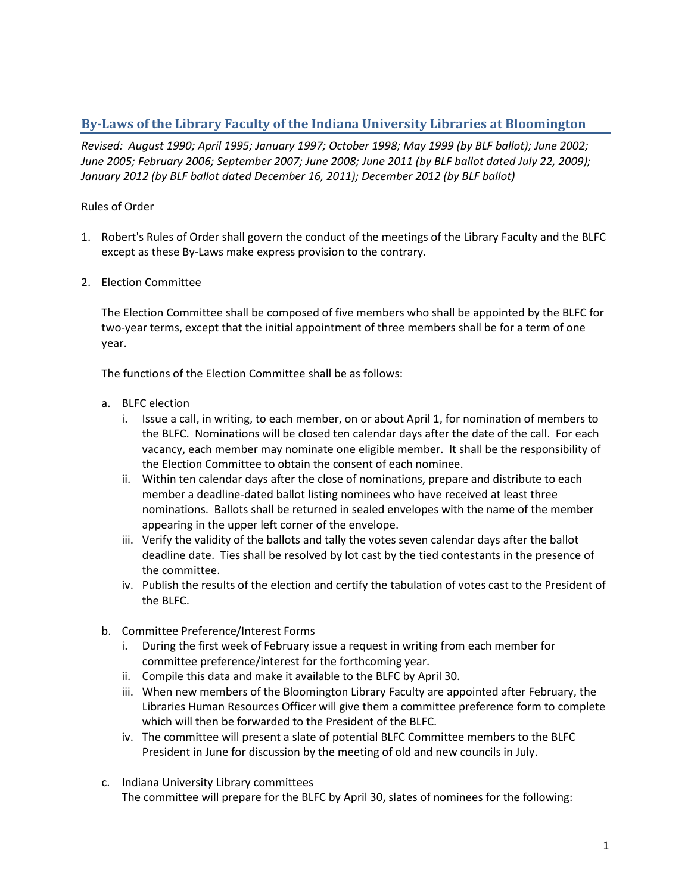## By-Laws of the Library Faculty of the Indiana University Libraries at Bloomington

*Revised: August 1990; April 1995; January 1997; October 1998; May 1999 (by BLF ballot); June 2002; June 2005; February 2006; September 2007; June 2008; June 2011 (by BLF ballot dated July 22, 2009); January 2012 (by BLF ballot dated December 16, 2011); December 2012 (by BLF ballot)*

Rules of Order

1. Robert's Rules of Order shall govern the conduct of the meetings of the Library Faculty and the BLFC except as these By-Laws make express provision to the contrary.

2. Election Committee

   The Election Committee shall be composed of five members who shall be appointed by the BLFC for two-year terms, except that the initial appointment of three members shall be for a term of one year.

   The functions of the Election Committee shall be as follows:

   a. BLFC election
      i. Issue a call, in writing, to each member, on or about April 1, for nomination of members to the BLFC. Nominations will be closed ten calendar days after the date of the call. For each vacancy, each member may nominate one eligible member. It shall be the responsibility of the Election Committee to obtain the consent of each nominee.
      ii. Within ten calendar days after the close of nominations, prepare and distribute to each member a deadline-dated ballot listing nominees who have received at least three nominations. Ballots shall be returned in sealed envelopes with the name of the member appearing in the upper left corner of the envelope.
      iii. Verify the validity of the ballots and tally the votes seven calendar days after the ballot deadline date. Ties shall be resolved by lot cast by the tied contestants in the presence of the committee.
      iv. Publish the results of the election and certify the tabulation of votes cast to the President of the BLFC.

   b. Committee Preference/Interest Forms
      i. During the first week of February issue a request in writing from each member for committee preference/interest for the forthcoming year.
      ii. Compile this data and make it available to the BLFC by April 30.
      iii. When new members of the Bloomington Library Faculty are appointed after February, the Libraries Human Resources Officer will give them a committee preference form to complete which will then be forwarded to the President of the BLFC.
      iv. The committee will present a slate of potential BLFC Committee members to the BLFC President in June for discussion by the meeting of old and new councils in July.

   c. Indiana University Library committees
      The committee will prepare for the BLFC by April 30, slates of nominees for the following: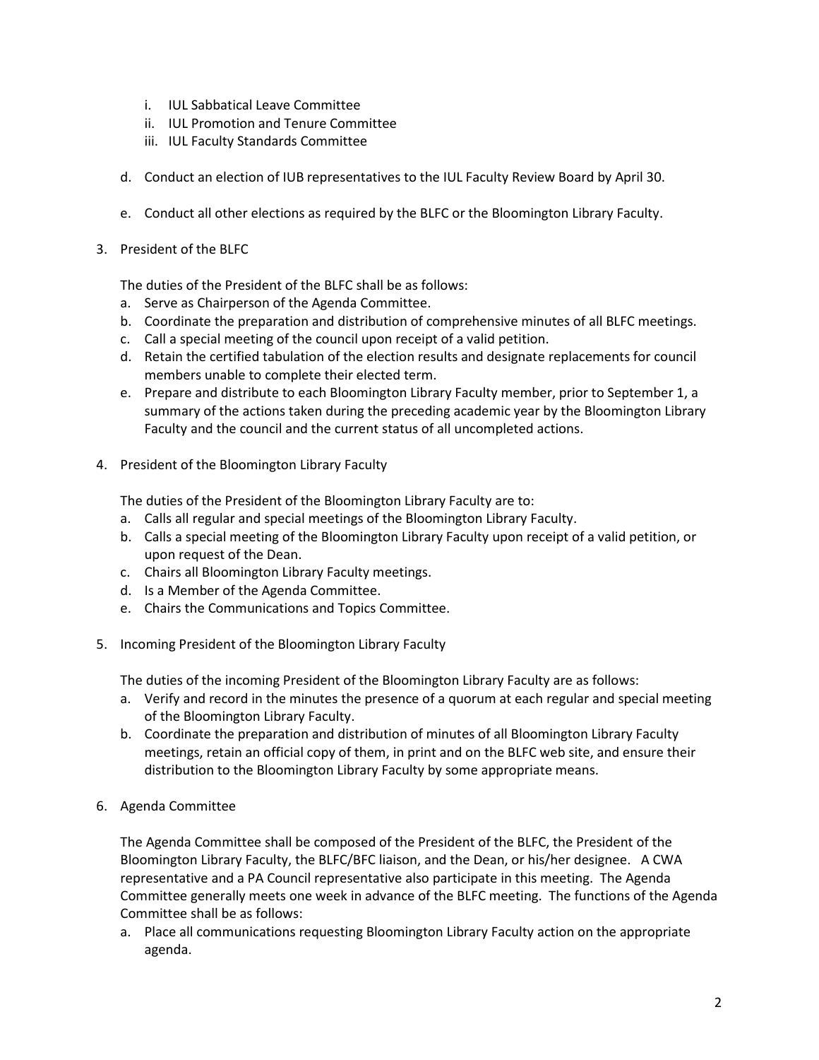i. IUL Sabbatical Leave Committee
   ii. IUL Promotion and Tenure Committee
   iii. IUL Faculty Standards Committee

d. Conduct an election of IUB representatives to the IUL Faculty Review Board by April 30.

e. Conduct all other elections as required by the BLFC or the Bloomington Library Faculty.

3. President of the BLFC

   The duties of the President of the BLFC shall be as follows:

   a. Serve as Chairperson of the Agenda Committee.
   b. Coordinate the preparation and distribution of comprehensive minutes of all BLFC meetings.
   c. Call a special meeting of the council upon receipt of a valid petition.
   d. Retain the certified tabulation of the election results and designate replacements for council members unable to complete their elected term.
   e. Prepare and distribute to each Bloomington Library Faculty member, prior to September 1, a summary of the actions taken during the preceding academic year by the Bloomington Library Faculty and the council and the current status of all uncompleted actions.

4. President of the Bloomington Library Faculty

   The duties of the President of the Bloomington Library Faculty are to:

   a. Calls all regular and special meetings of the Bloomington Library Faculty.
   b. Calls a special meeting of the Bloomington Library Faculty upon receipt of a valid petition, or upon request of the Dean.
   c. Chairs all Bloomington Library Faculty meetings.
   d. Is a Member of the Agenda Committee.
   e. Chairs the Communications and Topics Committee.

5. Incoming President of the Bloomington Library Faculty

   The duties of the incoming President of the Bloomington Library Faculty are as follows:

   a. Verify and record in the minutes the presence of a quorum at each regular and special meeting of the Bloomington Library Faculty.
   b. Coordinate the preparation and distribution of minutes of all Bloomington Library Faculty meetings, retain an official copy of them, in print and on the BLFC web site, and ensure their distribution to the Bloomington Library Faculty by some appropriate means.

6. Agenda Committee

   The Agenda Committee shall be composed of the President of the BLFC, the President of the Bloomington Library Faculty, the BLFC/BFC liaison, and the Dean, or his/her designee. A CWA representative and a PA Council representative also participate in this meeting. The Agenda Committee generally meets one week in advance of the BLFC meeting. The functions of the Agenda Committee shall be as follows:

   a. Place all communications requesting Bloomington Library Faculty action on the appropriate agenda.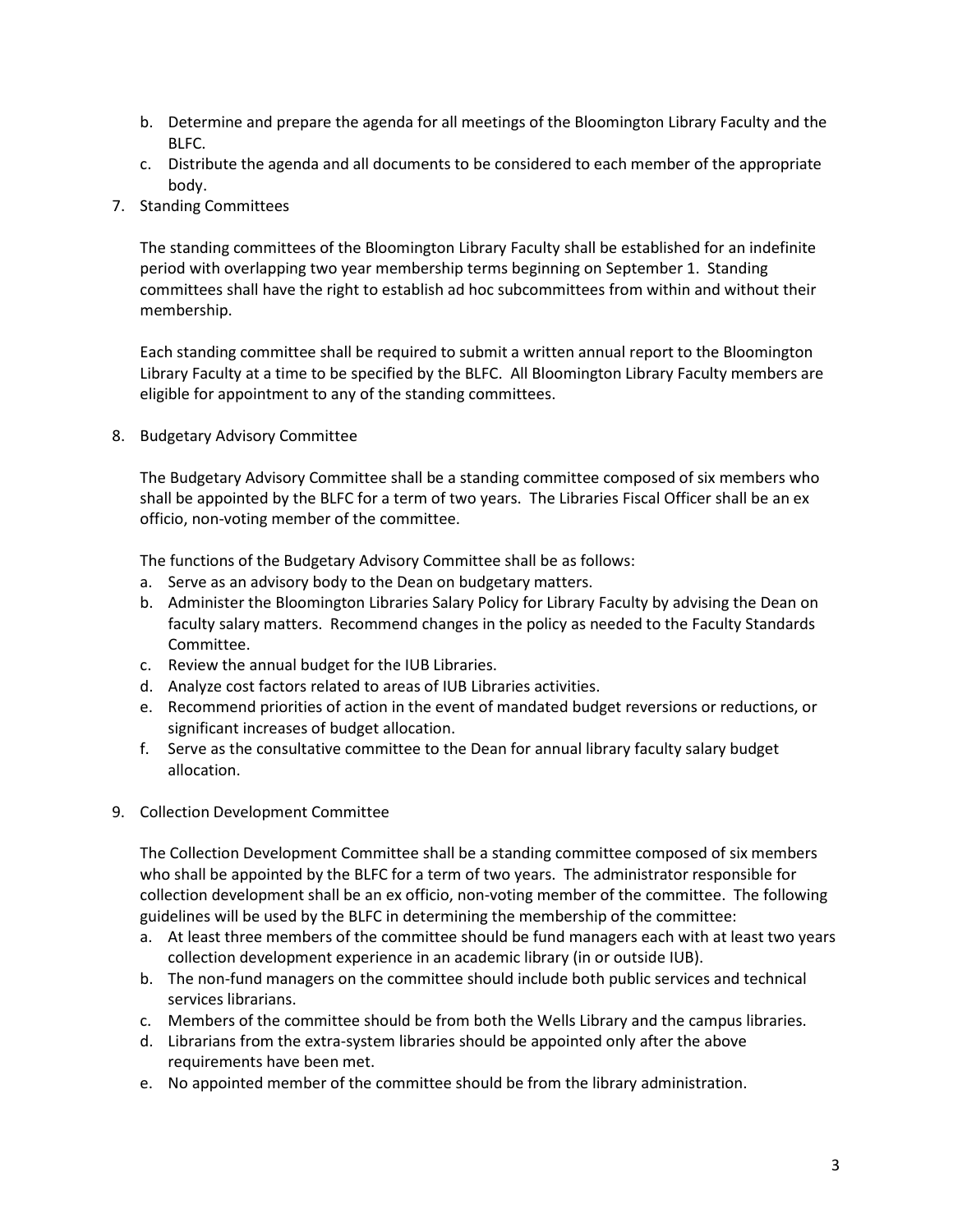b. Determine and prepare the agenda for all meetings of the Bloomington Library Faculty and the BLFC.
   c. Distribute the agenda and all documents to be considered to each member of the appropriate body.

7. Standing Committees

   The standing committees of the Bloomington Library Faculty shall be established for an indefinite period with overlapping two year membership terms beginning on September 1. Standing committees shall have the right to establish ad hoc subcommittees from within and without their membership.

   Each standing committee shall be required to submit a written annual report to the Bloomington Library Faculty at a time to be specified by the BLFC. All Bloomington Library Faculty members are eligible for appointment to any of the standing committees.

8. Budgetary Advisory Committee

   The Budgetary Advisory Committee shall be a standing committee composed of six members who shall be appointed by the BLFC for a term of two years. The Libraries Fiscal Officer shall be an ex officio, non-voting member of the committee.

   The functions of the Budgetary Advisory Committee shall be as follows:

   a. Serve as an advisory body to the Dean on budgetary matters.
   b. Administer the Bloomington Libraries Salary Policy for Library Faculty by advising the Dean on faculty salary matters. Recommend changes in the policy as needed to the Faculty Standards Committee.
   c. Review the annual budget for the IUB Libraries.
   d. Analyze cost factors related to areas of IUB Libraries activities.
   e. Recommend priorities of action in the event of mandated budget reversions or reductions, or significant increases of budget allocation.
   f. Serve as the consultative committee to the Dean for annual library faculty salary budget allocation.

9. Collection Development Committee

   The Collection Development Committee shall be a standing committee composed of six members who shall be appointed by the BLFC for a term of two years. The administrator responsible for collection development shall be an ex officio, non-voting member of the committee. The following guidelines will be used by the BLFC in determining the membership of the committee:

   a. At least three members of the committee should be fund managers each with at least two years collection development experience in an academic library (in or outside IUB).
   b. The non-fund managers on the committee should include both public services and technical services librarians.
   c. Members of the committee should be from both the Wells Library and the campus libraries.
   d. Librarians from the extra-system libraries should be appointed only after the above requirements have been met.
   e. No appointed member of the committee should be from the library administration.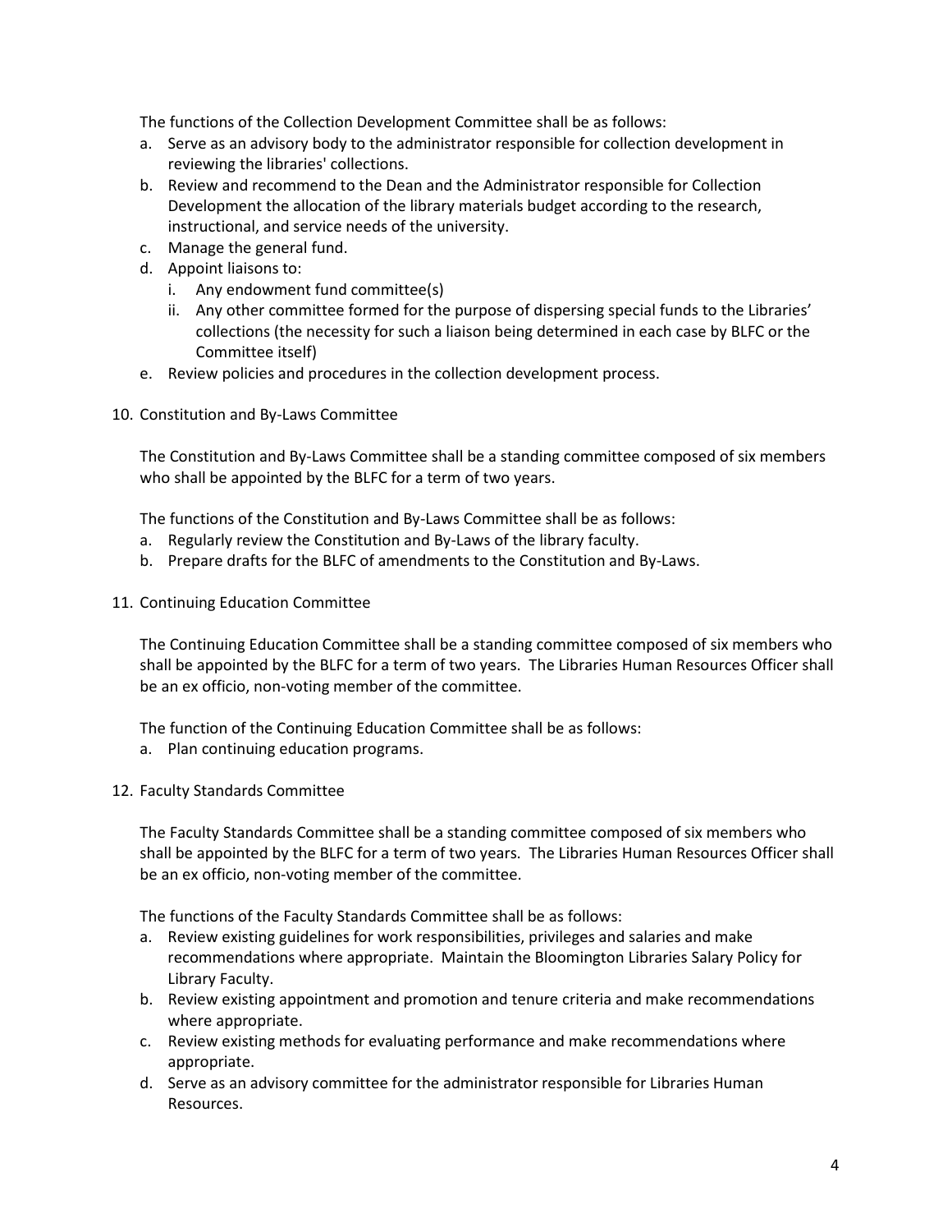The functions of the Collection Development Committee shall be as follows:

a. Serve as an advisory body to the administrator responsible for collection development in reviewing the libraries' collections.
b. Review and recommend to the Dean and the Administrator responsible for Collection Development the allocation of the library materials budget according to the research, instructional, and service needs of the university.
c. Manage the general fund.
d. Appoint liaisons to:
   i. Any endowment fund committee(s)
   ii. Any other committee formed for the purpose of dispersing special funds to the Libraries' collections (the necessity for such a liaison being determined in each case by BLFC or the Committee itself)
e. Review policies and procedures in the collection development process.

10. Constitution and By-Laws Committee

The Constitution and By-Laws Committee shall be a standing committee composed of six members who shall be appointed by the BLFC for a term of two years.

The functions of the Constitution and By-Laws Committee shall be as follows:

a. Regularly review the Constitution and By-Laws of the library faculty.
b. Prepare drafts for the BLFC of amendments to the Constitution and By-Laws.

11. Continuing Education Committee

The Continuing Education Committee shall be a standing committee composed of six members who shall be appointed by the BLFC for a term of two years. The Libraries Human Resources Officer shall be an ex officio, non-voting member of the committee.

The function of the Continuing Education Committee shall be as follows:

a. Plan continuing education programs.

12. Faculty Standards Committee

The Faculty Standards Committee shall be a standing committee composed of six members who shall be appointed by the BLFC for a term of two years. The Libraries Human Resources Officer shall be an ex officio, non-voting member of the committee.

The functions of the Faculty Standards Committee shall be as follows:

a. Review existing guidelines for work responsibilities, privileges and salaries and make recommendations where appropriate. Maintain the Bloomington Libraries Salary Policy for Library Faculty.
b. Review existing appointment and promotion and tenure criteria and make recommendations where appropriate.
c. Review existing methods for evaluating performance and make recommendations where appropriate.
d. Serve as an advisory committee for the administrator responsible for Libraries Human Resources.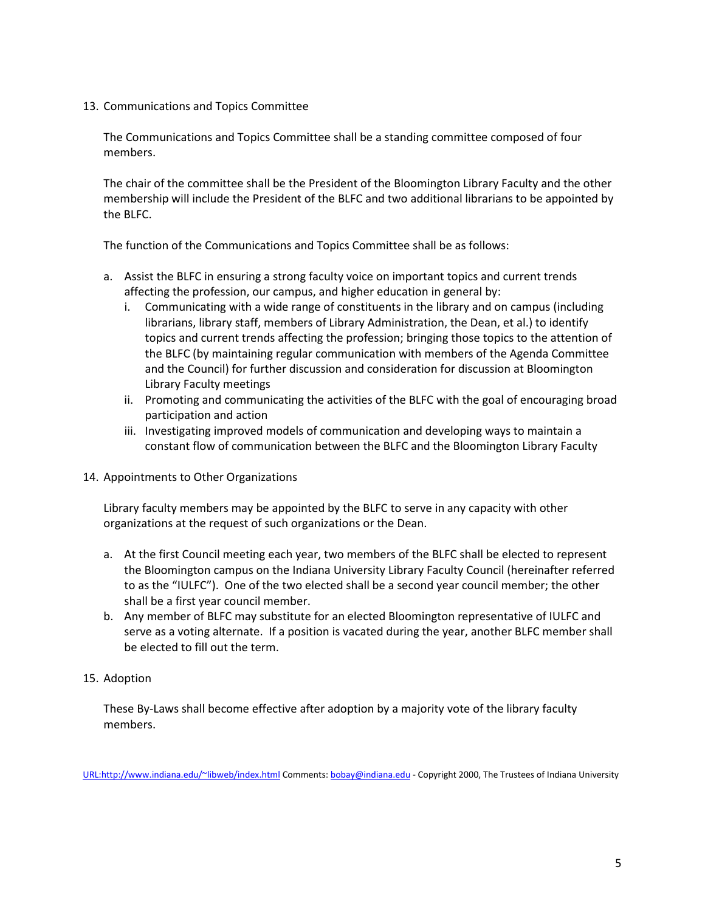13. Communications and Topics Committee

    The Communications and Topics Committee shall be a standing committee composed of four members.

    The chair of the committee shall be the President of the Bloomington Library Faculty and the other membership will include the President of the BLFC and two additional librarians to be appointed by the BLFC.

    The function of the Communications and Topics Committee shall be as follows:

    a. Assist the BLFC in ensuring a strong faculty voice on important topics and current trends affecting the profession, our campus, and higher education in general by:
        i. Communicating with a wide range of constituents in the library and on campus (including librarians, library staff, members of Library Administration, the Dean, et al.) to identify topics and current trends affecting the profession; bringing those topics to the attention of the BLFC (by maintaining regular communication with members of the Agenda Committee and the Council) for further discussion and consideration for discussion at Bloomington Library Faculty meetings
        ii. Promoting and communicating the activities of the BLFC with the goal of encouraging broad participation and action
        iii. Investigating improved models of communication and developing ways to maintain a constant flow of communication between the BLFC and the Bloomington Library Faculty

14. Appointments to Other Organizations

    Library faculty members may be appointed by the BLFC to serve in any capacity with other organizations at the request of such organizations or the Dean.

    a. At the first Council meeting each year, two members of the BLFC shall be elected to represent the Bloomington campus on the Indiana University Library Faculty Council (hereinafter referred to as the "IULFC"). One of the two elected shall be a second year council member; the other shall be a first year council member.
    b. Any member of BLFC may substitute for an elected Bloomington representative of IULFC and serve as a voting alternate. If a position is vacated during the year, another BLFC member shall be elected to fill out the term.

15. Adoption

    These By-Laws shall become effective after adoption by a majority vote of the library faculty members.

URL:http://www.indiana.edu/~libweb/index.html Comments: bobay@indiana.edu - Copyright 2000, The Trustees of Indiana University